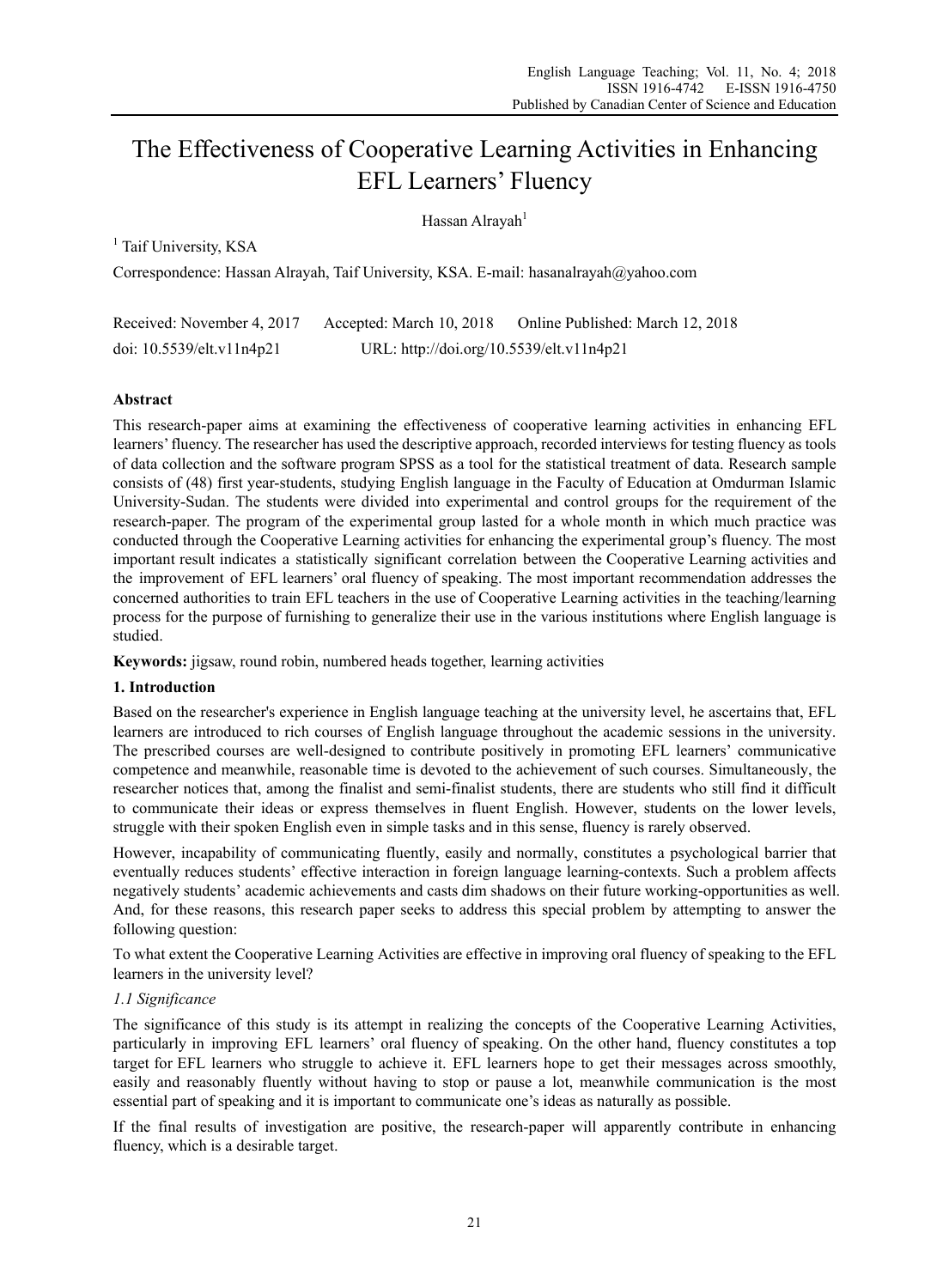# The Effectiveness of Cooperative Learning Activities in Enhancing EFL Learners' Fluency

Hassan Alrayah[1]

[1] Taif University, KSA

Correspondence: Hassan Alrayah, Taif University, KSA. E-mail: hasanalrayah@yahoo.com

Received: November 4, 2017 Accepted: March 10, 2018 Online Published: March 12, 2018

doi: 10.5539/elt.v11n4p21 URL: http://doi.org/10.5539/elt.v11n4p21

## Abstract

This research-paper aims at examining the effectiveness of cooperative learning activities in enhancing EFL learners' fluency. The researcher has used the descriptive approach, recorded interviews for testing fluency as tools of data collection and the software program SPSS as a tool for the statistical treatment of data. Research sample consists of (48) first year-students, studying English language in the Faculty of Education at Omdurman Islamic University-Sudan. The students were divided into experimental and control groups for the requirement of the research-paper. The program of the experimental group lasted for a whole month in which much practice was conducted through the Cooperative Learning activities for enhancing the experimental group's fluency. The most important result indicates a statistically significant correlation between the Cooperative Learning activities and the improvement of EFL learners' oral fluency of speaking. The most important recommendation addresses the concerned authorities to train EFL teachers in the use of Cooperative Learning activities in the teaching/learning process for the purpose of furnishing to generalize their use in the various institutions where English language is studied.

**Keywords:** jigsaw, round robin, numbered heads together, learning activities

## 1. Introduction

Based on the researcher's experience in English language teaching at the university level, he ascertains that, EFL learners are introduced to rich courses of English language throughout the academic sessions in the university. The prescribed courses are well-designed to contribute positively in promoting EFL learners' communicative competence and meanwhile, reasonable time is devoted to the achievement of such courses. Simultaneously, the researcher notices that, among the finalist and semi-finalist students, there are students who still find it difficult to communicate their ideas or express themselves in fluent English. However, students on the lower levels, struggle with their spoken English even in simple tasks and in this sense, fluency is rarely observed.

However, incapability of communicating fluently, easily and normally, constitutes a psychological barrier that eventually reduces students' effective interaction in foreign language learning-contexts. Such a problem affects negatively students' academic achievements and casts dim shadows on their future working-opportunities as well. And, for these reasons, this research paper seeks to address this special problem by attempting to answer the following question:

To what extent the Cooperative Learning Activities are effective in improving oral fluency of speaking to the EFL learners in the university level?

### *1.1 Significance*

The significance of this study is its attempt in realizing the concepts of the Cooperative Learning Activities, particularly in improving EFL learners' oral fluency of speaking. On the other hand, fluency constitutes a top target for EFL learners who struggle to achieve it. EFL learners hope to get their messages across smoothly, easily and reasonably fluently without having to stop or pause a lot, meanwhile communication is the most essential part of speaking and it is important to communicate one's ideas as naturally as possible.

If the final results of investigation are positive, the research-paper will apparently contribute in enhancing fluency, which is a desirable target.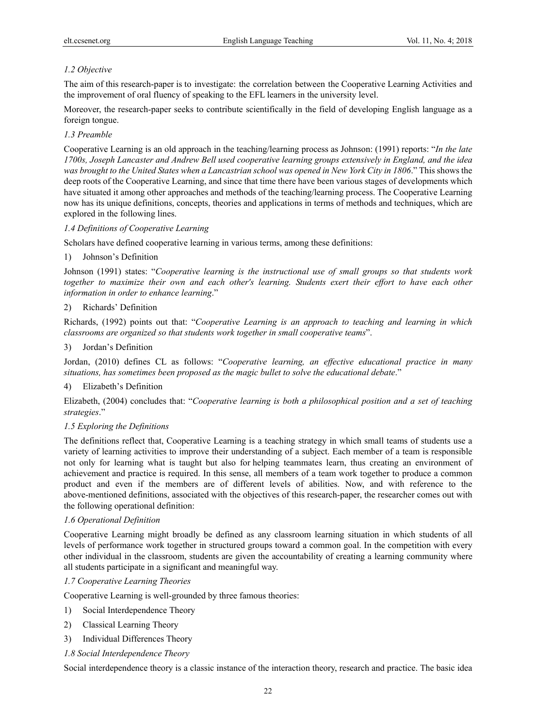### *1.2 Objective*

The aim of this research-paper is to investigate: the correlation between the Cooperative Learning Activities and the improvement of oral fluency of speaking to the EFL learners in the university level.

Moreover, the research-paper seeks to contribute scientifically in the field of developing English language as a foreign tongue.

### *1.3 Preamble*

Cooperative Learning is an old approach in the teaching/learning process as Johnson: (1991) reports: "*In the late 1700s, Joseph Lancaster and Andrew Bell used cooperative learning groups extensively in England, and the idea was brought to the United States when a Lancastrian school was opened in New York City in 1806*." This shows the deep roots of the Cooperative Learning, and since that time there have been various stages of developments which have situated it among other approaches and methods of the teaching/learning process. The Cooperative Learning now has its unique definitions, concepts, theories and applications in terms of methods and techniques, which are explored in the following lines.

### *1.4 Definitions of Cooperative Learning*

Scholars have defined cooperative learning in various terms, among these definitions:

1) Johnson's Definition

Johnson (1991) states: "*Cooperative learning is the instructional use of small groups so that students work together to maximize their own and each other's learning. Students exert their effort to have each other information in order to enhance learning*."

2) Richards' Definition

Richards, (1992) points out that: "*Cooperative Learning is an approach to teaching and learning in which classrooms are organized so that students work together in small cooperative teams*".

3) Jordan's Definition

Jordan, (2010) defines CL as follows: "*Cooperative learning, an effective educational practice in many situations, has sometimes been proposed as the magic bullet to solve the educational debate*."

4) Elizabeth's Definition

Elizabeth, (2004) concludes that: "*Cooperative learning is both a philosophical position and a set of teaching strategies*."

### *1.5 Exploring the Definitions*

The definitions reflect that, Cooperative Learning is a teaching strategy in which small teams of students use a variety of learning activities to improve their understanding of a subject. Each member of a team is responsible not only for learning what is taught but also for helping teammates learn, thus creating an environment of achievement and practice is required. In this sense, all members of a team work together to produce a common product and even if the members are of different levels of abilities. Now, and with reference to the above-mentioned definitions, associated with the objectives of this research-paper, the researcher comes out with the following operational definition:

### *1.6 Operational Definition*

Cooperative Learning might broadly be defined as any classroom learning situation in which students of all levels of performance work together in structured groups toward a common goal. In the competition with every other individual in the classroom, students are given the accountability of creating a learning community where all students participate in a significant and meaningful way.

### *1.7 Cooperative Learning Theories*

Cooperative Learning is well-grounded by three famous theories:

1) Social Interdependence Theory
2) Classical Learning Theory
3) Individual Differences Theory

### *1.8 Social Interdependence Theory*

Social interdependence theory is a classic instance of the interaction theory, research and practice. The basic idea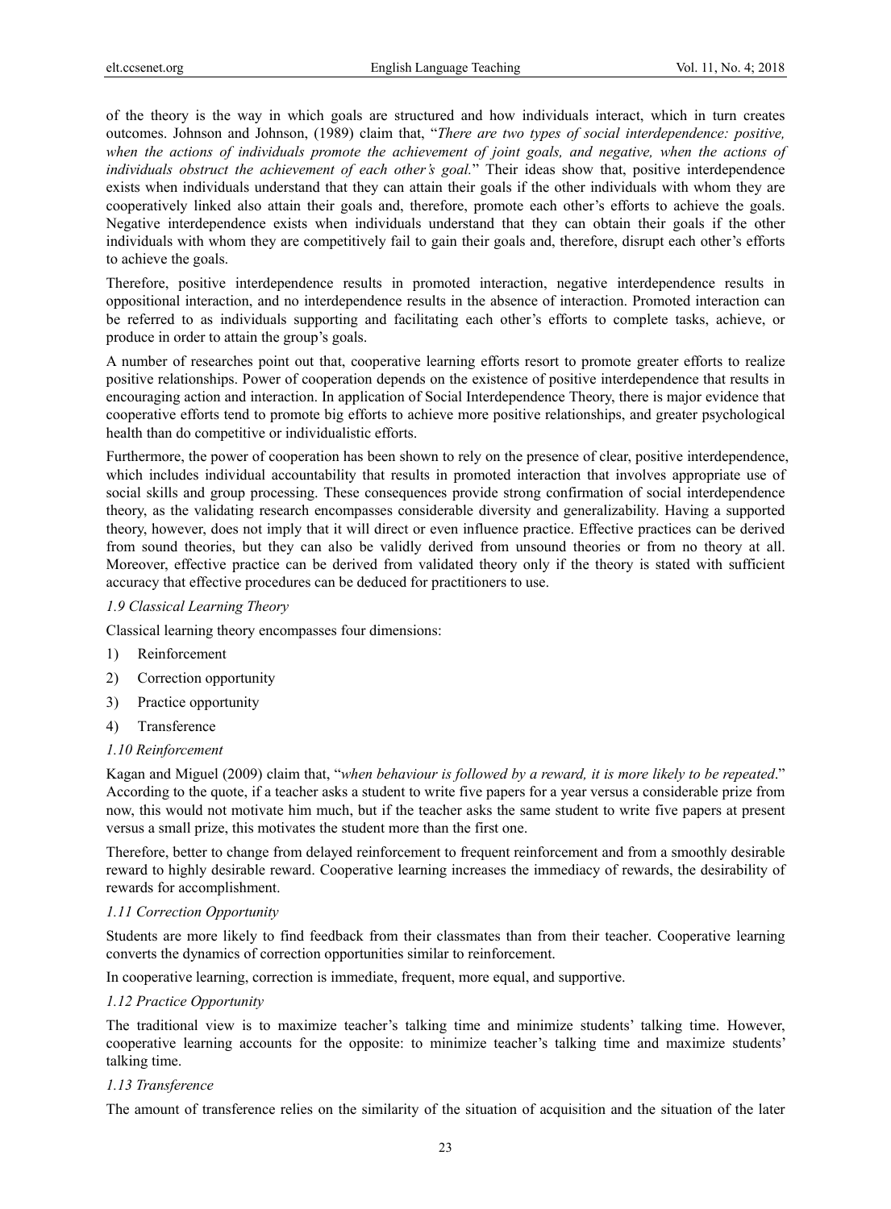of the theory is the way in which goals are structured and how individuals interact, which in turn creates outcomes. Johnson and Johnson, (1989) claim that, "*There are two types of social interdependence: positive, when the actions of individuals promote the achievement of joint goals, and negative, when the actions of individuals obstruct the achievement of each other's goal.*" Their ideas show that, positive interdependence exists when individuals understand that they can attain their goals if the other individuals with whom they are cooperatively linked also attain their goals and, therefore, promote each other's efforts to achieve the goals. Negative interdependence exists when individuals understand that they can obtain their goals if the other individuals with whom they are competitively fail to gain their goals and, therefore, disrupt each other's efforts to achieve the goals.

Therefore, positive interdependence results in promoted interaction, negative interdependence results in oppositional interaction, and no interdependence results in the absence of interaction. Promoted interaction can be referred to as individuals supporting and facilitating each other's efforts to complete tasks, achieve, or produce in order to attain the group's goals.

A number of researches point out that, cooperative learning efforts resort to promote greater efforts to realize positive relationships. Power of cooperation depends on the existence of positive interdependence that results in encouraging action and interaction. In application of Social Interdependence Theory, there is major evidence that cooperative efforts tend to promote big efforts to achieve more positive relationships, and greater psychological health than do competitive or individualistic efforts.

Furthermore, the power of cooperation has been shown to rely on the presence of clear, positive interdependence, which includes individual accountability that results in promoted interaction that involves appropriate use of social skills and group processing. These consequences provide strong confirmation of social interdependence theory, as the validating research encompasses considerable diversity and generalizability. Having a supported theory, however, does not imply that it will direct or even influence practice. Effective practices can be derived from sound theories, but they can also be validly derived from unsound theories or from no theory at all. Moreover, effective practice can be derived from validated theory only if the theory is stated with sufficient accuracy that effective procedures can be deduced for practitioners to use.

### *1.9 Classical Learning Theory*

Classical learning theory encompasses four dimensions:

1) Reinforcement
2) Correction opportunity
3) Practice opportunity
4) Transference

### *1.10 Reinforcement*

Kagan and Miguel (2009) claim that, "*when behaviour is followed by a reward, it is more likely to be repeated*." According to the quote, if a teacher asks a student to write five papers for a year versus a considerable prize from now, this would not motivate him much, but if the teacher asks the same student to write five papers at present versus a small prize, this motivates the student more than the first one.

Therefore, better to change from delayed reinforcement to frequent reinforcement and from a smoothly desirable reward to highly desirable reward. Cooperative learning increases the immediacy of rewards, the desirability of rewards for accomplishment.

### *1.11 Correction Opportunity*

Students are more likely to find feedback from their classmates than from their teacher. Cooperative learning converts the dynamics of correction opportunities similar to reinforcement.

In cooperative learning, correction is immediate, frequent, more equal, and supportive.

### *1.12 Practice Opportunity*

The traditional view is to maximize teacher's talking time and minimize students' talking time. However, cooperative learning accounts for the opposite: to minimize teacher's talking time and maximize students' talking time.

### *1.13 Transference*

The amount of transference relies on the similarity of the situation of acquisition and the situation of the later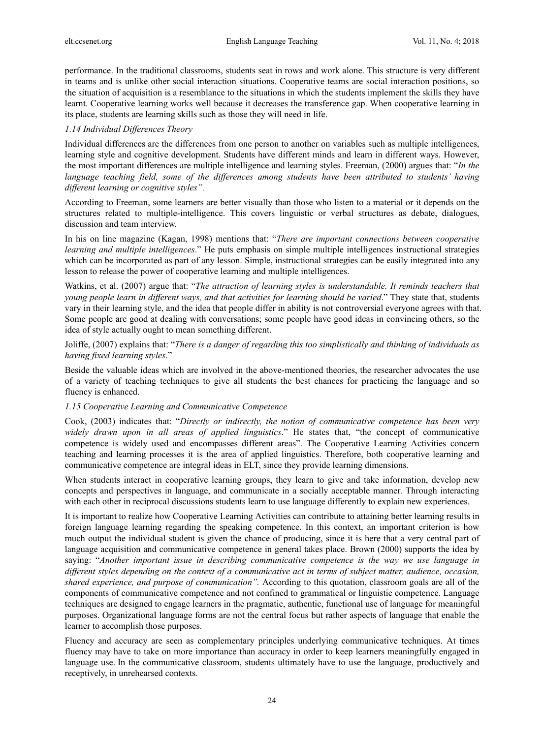performance. In the traditional classrooms, students seat in rows and work alone. This structure is very different in teams and is unlike other social interaction situations. Cooperative teams are social interaction positions, so the situation of acquisition is a resemblance to the situations in which the students implement the skills they have learnt. Cooperative learning works well because it decreases the transference gap. When cooperative learning in its place, students are learning skills such as those they will need in life.

### *1.14 Individual Differences Theory*

Individual differences are the differences from one person to another on variables such as multiple intelligences, learning style and cognitive development. Students have different minds and learn in different ways. However, the most important differences are multiple intelligence and learning styles. Freeman, (2000) argues that: "*In the language teaching field, some of the differences among students have been attributed to students' having different learning or cognitive styles".*

According to Freeman, some learners are better visually than those who listen to a material or it depends on the structures related to multiple-intelligence. This covers linguistic or verbal structures as debate, dialogues, discussion and team interview.

In his on line magazine (Kagan, 1998) mentions that: "*There are important connections between cooperative learning and multiple intelligences*." He puts emphasis on simple multiple intelligences instructional strategies which can be incorporated as part of any lesson. Simple, instructional strategies can be easily integrated into any lesson to release the power of cooperative learning and multiple intelligences.

Watkins, et al. (2007) argue that: "*The attraction of learning styles is understandable. It reminds teachers that young people learn in different ways, and that activities for learning should be varied*." They state that, students vary in their learning style, and the idea that people differ in ability is not controversial everyone agrees with that. Some people are good at dealing with conversations; some people have good ideas in convincing others, so the idea of style actually ought to mean something different.

Joliffe, (2007) explains that: "*There is a danger of regarding this too simplistically and thinking of individuals as having fixed learning styles*."

Beside the valuable ideas which are involved in the above-mentioned theories, the researcher advocates the use of a variety of teaching techniques to give all students the best chances for practicing the language and so fluency is enhanced.

### *1.15 Cooperative Learning and Communicative Competence*

Cook, (2003) indicates that: "*Directly or indirectly, the notion of communicative competence has been very widely drawn upon in all areas of applied linguistics*." He states that, "the concept of communicative competence is widely used and encompasses different areas". The Cooperative Learning Activities concern teaching and learning processes it is the area of applied linguistics. Therefore, both cooperative learning and communicative competence are integral ideas in ELT, since they provide learning dimensions.

When students interact in cooperative learning groups, they learn to give and take information, develop new concepts and perspectives in language, and communicate in a socially acceptable manner. Through interacting with each other in reciprocal discussions students learn to use language differently to explain new experiences.

It is important to realize how Cooperative Learning Activities can contribute to attaining better learning results in foreign language learning regarding the speaking competence. In this context, an important criterion is how much output the individual student is given the chance of producing, since it is here that a very central part of language acquisition and communicative competence in general takes place. Brown (2000) supports the idea by saying: "*Another important issue in describing communicative competence is the way we use language in different styles depending on the context of a communicative act in terms of subject matter, audience, occasion, shared experience, and purpose of communication".* According to this quotation, classroom goals are all of the components of communicative competence and not confined to grammatical or linguistic competence. Language techniques are designed to engage learners in the pragmatic, authentic, functional use of language for meaningful purposes. Organizational language forms are not the central focus but rather aspects of language that enable the learner to accomplish those purposes.

Fluency and accuracy are seen as complementary principles underlying communicative techniques. At times fluency may have to take on more importance than accuracy in order to keep learners meaningfully engaged in language use. In the communicative classroom, students ultimately have to use the language, productively and receptively, in unrehearsed contexts.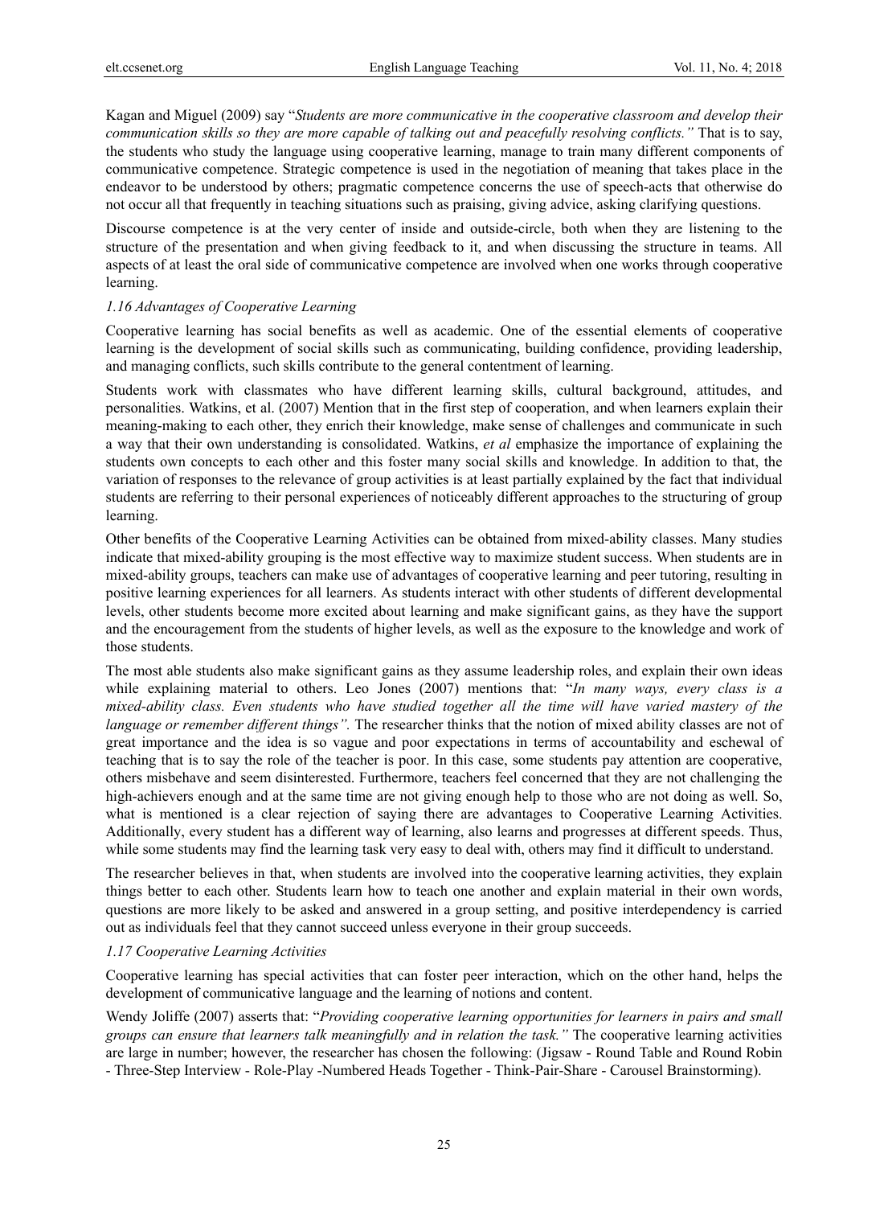Kagan and Miguel (2009) say "*Students are more communicative in the cooperative classroom and develop their communication skills so they are more capable of talking out and peacefully resolving conflicts.*" That is to say, the students who study the language using cooperative learning, manage to train many different components of communicative competence. Strategic competence is used in the negotiation of meaning that takes place in the endeavor to be understood by others; pragmatic competence concerns the use of speech-acts that otherwise do not occur all that frequently in teaching situations such as praising, giving advice, asking clarifying questions.

Discourse competence is at the very center of inside and outside-circle, both when they are listening to the structure of the presentation and when giving feedback to it, and when discussing the structure in teams. All aspects of at least the oral side of communicative competence are involved when one works through cooperative learning.

### *1.16 Advantages of Cooperative Learning*

Cooperative learning has social benefits as well as academic. One of the essential elements of cooperative learning is the development of social skills such as communicating, building confidence, providing leadership, and managing conflicts, such skills contribute to the general contentment of learning.

Students work with classmates who have different learning skills, cultural background, attitudes, and personalities. Watkins, et al. (2007) Mention that in the first step of cooperation, and when learners explain their meaning-making to each other, they enrich their knowledge, make sense of challenges and communicate in such a way that their own understanding is consolidated. Watkins, *et al* emphasize the importance of explaining the students own concepts to each other and this foster many social skills and knowledge. In addition to that, the variation of responses to the relevance of group activities is at least partially explained by the fact that individual students are referring to their personal experiences of noticeably different approaches to the structuring of group learning.

Other benefits of the Cooperative Learning Activities can be obtained from mixed-ability classes. Many studies indicate that mixed-ability grouping is the most effective way to maximize student success. When students are in mixed-ability groups, teachers can make use of advantages of cooperative learning and peer tutoring, resulting in positive learning experiences for all learners. As students interact with other students of different developmental levels, other students become more excited about learning and make significant gains, as they have the support and the encouragement from the students of higher levels, as well as the exposure to the knowledge and work of those students.

The most able students also make significant gains as they assume leadership roles, and explain their own ideas while explaining material to others. Leo Jones (2007) mentions that: "*In many ways, every class is a mixed-ability class. Even students who have studied together all the time will have varied mastery of the language or remember different things".* The researcher thinks that the notion of mixed ability classes are not of great importance and the idea is so vague and poor expectations in terms of accountability and eschewal of teaching that is to say the role of the teacher is poor. In this case, some students pay attention are cooperative, others misbehave and seem disinterested. Furthermore, teachers feel concerned that they are not challenging the high-achievers enough and at the same time are not giving enough help to those who are not doing as well. So, what is mentioned is a clear rejection of saying there are advantages to Cooperative Learning Activities. Additionally, every student has a different way of learning, also learns and progresses at different speeds. Thus, while some students may find the learning task very easy to deal with, others may find it difficult to understand.

The researcher believes in that, when students are involved into the cooperative learning activities, they explain things better to each other. Students learn how to teach one another and explain material in their own words, questions are more likely to be asked and answered in a group setting, and positive interdependency is carried out as individuals feel that they cannot succeed unless everyone in their group succeeds.

### *1.17 Cooperative Learning Activities*

Cooperative learning has special activities that can foster peer interaction, which on the other hand, helps the development of communicative language and the learning of notions and content.

Wendy Joliffe (2007) asserts that: "*Providing cooperative learning opportunities for learners in pairs and small groups can ensure that learners talk meaningfully and in relation the task.*" The cooperative learning activities are large in number; however, the researcher has chosen the following: (Jigsaw - Round Table and Round Robin - Three-Step Interview - Role-Play -Numbered Heads Together - Think-Pair-Share - Carousel Brainstorming).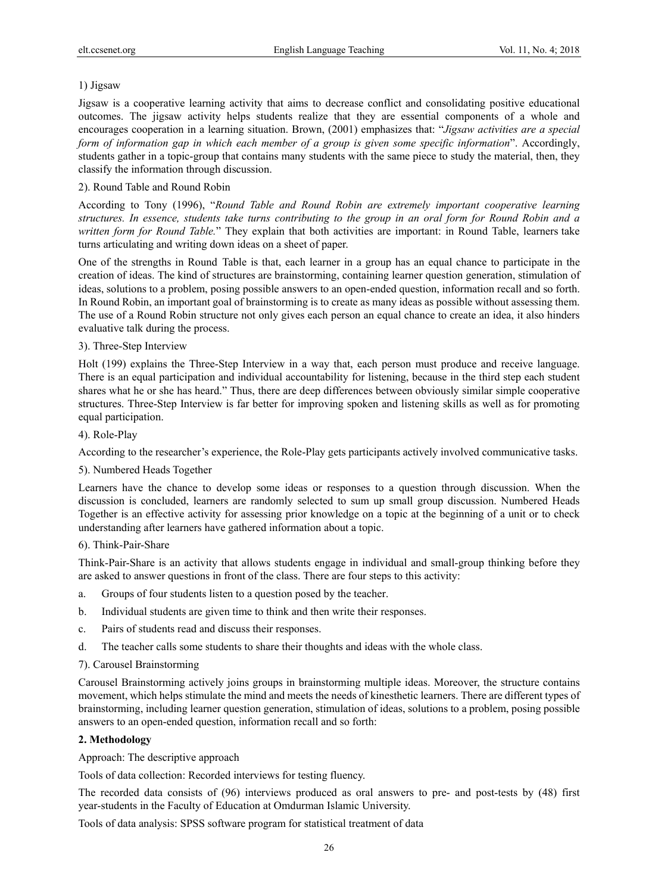1) Jigsaw

Jigsaw is a cooperative learning activity that aims to decrease conflict and consolidating positive educational outcomes. The jigsaw activity helps students realize that they are essential components of a whole and encourages cooperation in a learning situation. Brown, (2001) emphasizes that: "*Jigsaw activities are a special form of information gap in which each member of a group is given some specific information*". Accordingly, students gather in a topic-group that contains many students with the same piece to study the material, then, they classify the information through discussion.

2). Round Table and Round Robin

According to Tony (1996), "*Round Table and Round Robin are extremely important cooperative learning structures. In essence, students take turns contributing to the group in an oral form for Round Robin and a written form for Round Table.*" They explain that both activities are important: in Round Table, learners take turns articulating and writing down ideas on a sheet of paper.

One of the strengths in Round Table is that, each learner in a group has an equal chance to participate in the creation of ideas. The kind of structures are brainstorming, containing learner question generation, stimulation of ideas, solutions to a problem, posing possible answers to an open-ended question, information recall and so forth. In Round Robin, an important goal of brainstorming is to create as many ideas as possible without assessing them. The use of a Round Robin structure not only gives each person an equal chance to create an idea, it also hinders evaluative talk during the process.

3). Three-Step Interview

Holt (199) explains the Three-Step Interview in a way that, each person must produce and receive language. There is an equal participation and individual accountability for listening, because in the third step each student shares what he or she has heard." Thus, there are deep differences between obviously similar simple cooperative structures. Three-Step Interview is far better for improving spoken and listening skills as well as for promoting equal participation.

4). Role-Play

According to the researcher's experience, the Role-Play gets participants actively involved communicative tasks.

5). Numbered Heads Together

Learners have the chance to develop some ideas or responses to a question through discussion. When the discussion is concluded, learners are randomly selected to sum up small group discussion. Numbered Heads Together is an effective activity for assessing prior knowledge on a topic at the beginning of a unit or to check understanding after learners have gathered information about a topic.

6). Think-Pair-Share

Think-Pair-Share is an activity that allows students engage in individual and small-group thinking before they are asked to answer questions in front of the class. There are four steps to this activity:

a. Groups of four students listen to a question posed by the teacher.

b. Individual students are given time to think and then write their responses.

c. Pairs of students read and discuss their responses.

d. The teacher calls some students to share their thoughts and ideas with the whole class.

7). Carousel Brainstorming

Carousel Brainstorming actively joins groups in brainstorming multiple ideas. Moreover, the structure contains movement, which helps stimulate the mind and meets the needs of kinesthetic learners. There are different types of brainstorming, including learner question generation, stimulation of ideas, solutions to a problem, posing possible answers to an open-ended question, information recall and so forth:

## 2. Methodology

Approach: The descriptive approach

Tools of data collection: Recorded interviews for testing fluency.

The recorded data consists of (96) interviews produced as oral answers to pre- and post-tests by (48) first year-students in the Faculty of Education at Omdurman Islamic University.

Tools of data analysis: SPSS software program for statistical treatment of data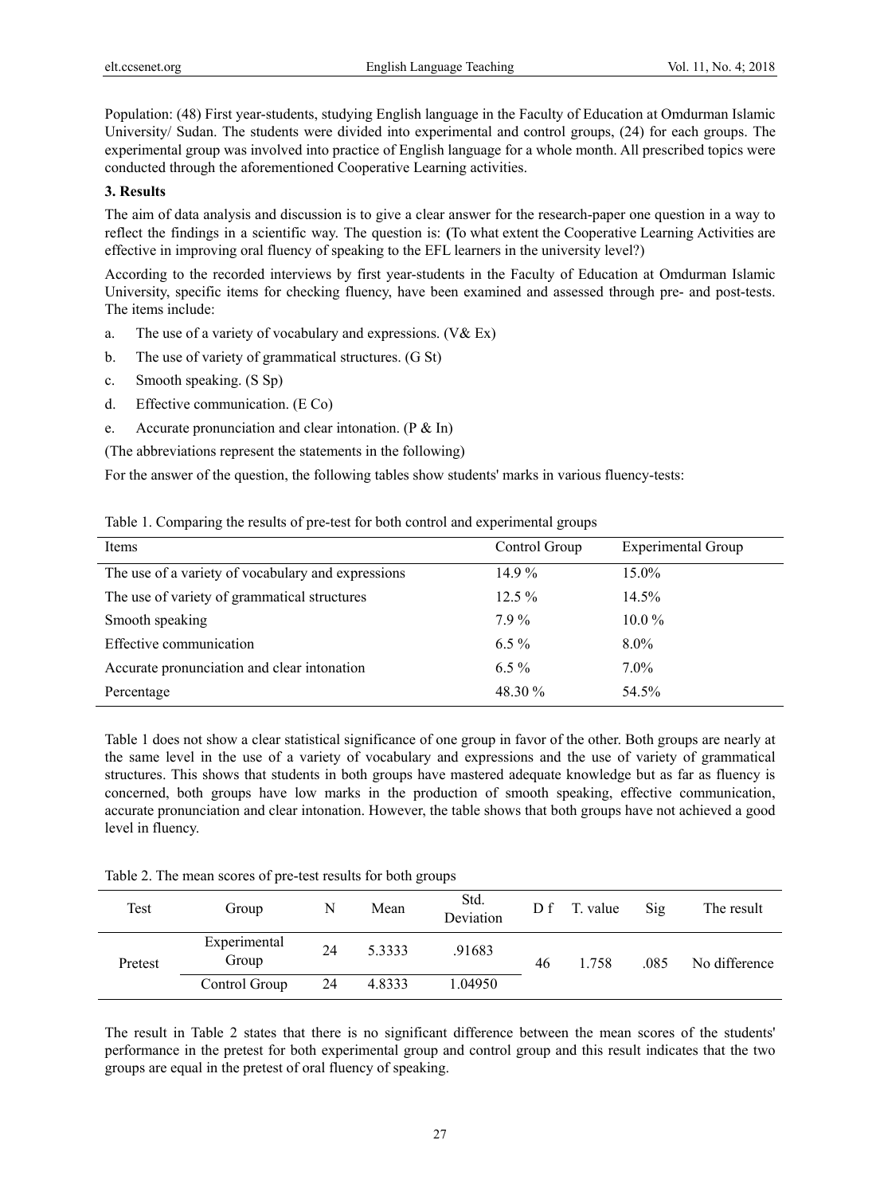Population: (48) First year-students, studying English language in the Faculty of Education at Omdurman Islamic University/ Sudan. The students were divided into experimental and control groups, (24) for each groups. The experimental group was involved into practice of English language for a whole month. All prescribed topics were conducted through the aforementioned Cooperative Learning activities.

## 3. Results

The aim of data analysis and discussion is to give a clear answer for the research-paper one question in a way to reflect the findings in a scientific way. The question is: **(**To what extent the Cooperative Learning Activities are effective in improving oral fluency of speaking to the EFL learners in the university level?)

According to the recorded interviews by first year-students in the Faculty of Education at Omdurman Islamic University, specific items for checking fluency, have been examined and assessed through pre- and post-tests. The items include:

a. The use of a variety of vocabulary and expressions. (V& Ex)

b. The use of variety of grammatical structures. (G St)

c. Smooth speaking. (S Sp)

d. Effective communication. (E Co)

e. Accurate pronunciation and clear intonation. (P & In)

(The abbreviations represent the statements in the following)

For the answer of the question, the following tables show students' marks in various fluency-tests:

Table 1. Comparing the results of pre-test for both control and experimental groups

| Items | Control Group | Experimental Group |
|---|---|---|
| The use of a variety of vocabulary and expressions | 14.9 % | 15.0% |
| The use of variety of grammatical structures | 12.5 % | 14.5% |
| Smooth speaking | 7.9 % | 10.0 % |
| Effective communication | 6.5 % | 8.0% |
| Accurate pronunciation and clear intonation | 6.5 % | 7.0% |
| Percentage | 48.30 % | 54.5% |

Table 1 does not show a clear statistical significance of one group in favor of the other. Both groups are nearly at the same level in the use of a variety of vocabulary and expressions and the use of variety of grammatical structures. This shows that students in both groups have mastered adequate knowledge but as far as fluency is concerned, both groups have low marks in the production of smooth speaking, effective communication, accurate pronunciation and clear intonation. However, the table shows that both groups have not achieved a good level in fluency.

Table 2. The mean scores of pre-test results for both groups

| Test | Group | N | Mean | Std. Deviation | D f | T. value | Sig | The result |
|---|---|---|---|---|---|---|---|---|
| Pretest | Experimental Group | 24 | 5.3333 | .91683 | 46 | 1.758 | .085 | No difference |
| | Control Group | 24 | 4.8333 | 1.04950 | | | | |

The result in Table 2 states that there is no significant difference between the mean scores of the students' performance in the pretest for both experimental group and control group and this result indicates that the two groups are equal in the pretest of oral fluency of speaking.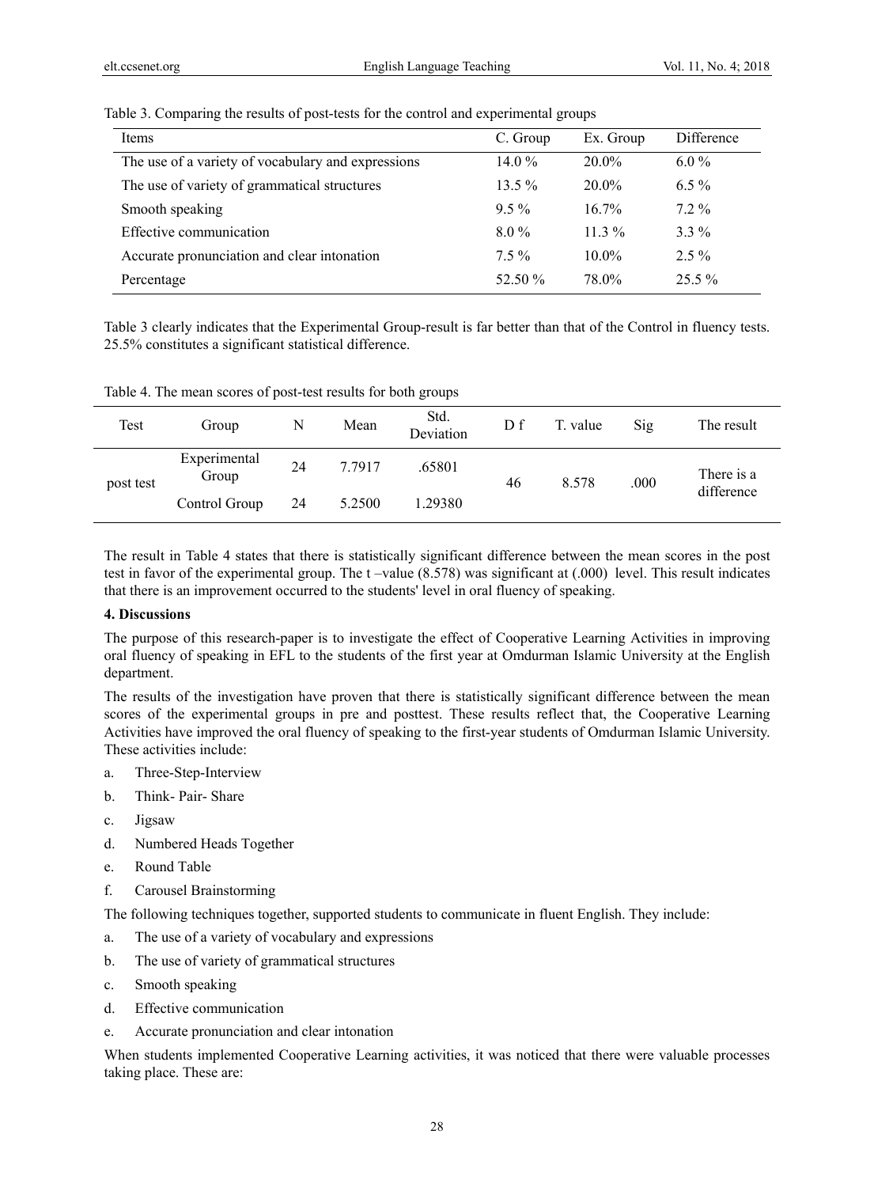Table 3. Comparing the results of post-tests for the control and experimental groups

| Items | C. Group | Ex. Group | Difference |
|---|---|---|---|
| The use of a variety of vocabulary and expressions | 14.0 % | 20.0% | 6.0 % |
| The use of variety of grammatical structures | 13.5 % | 20.0% | 6.5 % |
| Smooth speaking | 9.5 % | 16.7% | 7.2 % |
| Effective communication | 8.0 % | 11.3 % | 3.3 % |
| Accurate pronunciation and clear intonation | 7.5 % | 10.0% | 2.5 % |
| Percentage | 52.50 % | 78.0% | 25.5 % |

Table 3 clearly indicates that the Experimental Group-result is far better than that of the Control in fluency tests. 25.5% constitutes a significant statistical difference.

Table 4. The mean scores of post-test results for both groups

| Test | Group | N | Mean | Std. Deviation | D f | T. value | Sig | The result |
|---|---|---|---|---|---|---|---|---|
| post test | Experimental Group | 24 | 7.7917 | .65801 | 46 | 8.578 | .000 | There is a difference |
| | Control Group | 24 | 5.2500 | 1.29380 | | | | |

The result in Table 4 states that there is statistically significant difference between the mean scores in the post test in favor of the experimental group. The t –value (8.578) was significant at (.000) level. This result indicates that there is an improvement occurred to the students' level in oral fluency of speaking.

## 4. Discussions

The purpose of this research-paper is to investigate the effect of Cooperative Learning Activities in improving oral fluency of speaking in EFL to the students of the first year at Omdurman Islamic University at the English department.

The results of the investigation have proven that there is statistically significant difference between the mean scores of the experimental groups in pre and posttest. These results reflect that, the Cooperative Learning Activities have improved the oral fluency of speaking to the first-year students of Omdurman Islamic University. These activities include:

a. Three-Step-Interview

b. Think- Pair- Share

c. Jigsaw

d. Numbered Heads Together

e. Round Table

f. Carousel Brainstorming

The following techniques together, supported students to communicate in fluent English. They include:

a. The use of a variety of vocabulary and expressions

b. The use of variety of grammatical structures

c. Smooth speaking

d. Effective communication

e. Accurate pronunciation and clear intonation

When students implemented Cooperative Learning activities, it was noticed that there were valuable processes taking place. These are: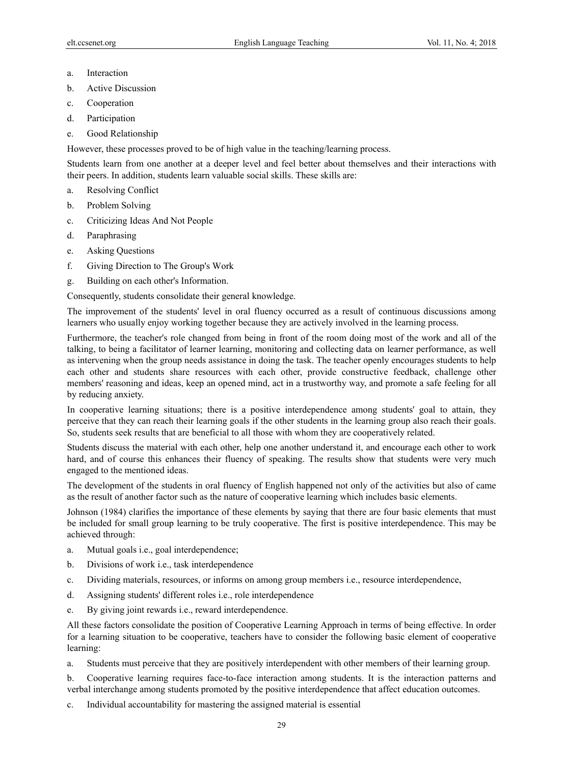a. Interaction
b. Active Discussion
c. Cooperation
d. Participation
e. Good Relationship

However, these processes proved to be of high value in the teaching/learning process.

Students learn from one another at a deeper level and feel better about themselves and their interactions with their peers. In addition, students learn valuable social skills. These skills are:

a. Resolving Conflict
b. Problem Solving
c. Criticizing Ideas And Not People
d. Paraphrasing
e. Asking Questions
f. Giving Direction to The Group's Work
g. Building on each other's Information.

Consequently, students consolidate their general knowledge.

The improvement of the students' level in oral fluency occurred as a result of continuous discussions among learners who usually enjoy working together because they are actively involved in the learning process.

Furthermore, the teacher's role changed from being in front of the room doing most of the work and all of the talking, to being a facilitator of learner learning, monitoring and collecting data on learner performance, as well as intervening when the group needs assistance in doing the task. The teacher openly encourages students to help each other and students share resources with each other, provide constructive feedback, challenge other members' reasoning and ideas, keep an opened mind, act in a trustworthy way, and promote a safe feeling for all by reducing anxiety.

In cooperative learning situations; there is a positive interdependence among students' goal to attain, they perceive that they can reach their learning goals if the other students in the learning group also reach their goals. So, students seek results that are beneficial to all those with whom they are cooperatively related.

Students discuss the material with each other, help one another understand it, and encourage each other to work hard, and of course this enhances their fluency of speaking. The results show that students were very much engaged to the mentioned ideas.

The development of the students in oral fluency of English happened not only of the activities but also of came as the result of another factor such as the nature of cooperative learning which includes basic elements.

Johnson (1984) clarifies the importance of these elements by saying that there are four basic elements that must be included for small group learning to be truly cooperative. The first is positive interdependence. This may be achieved through:

a. Mutual goals i.e., goal interdependence;
b. Divisions of work i.e., task interdependence
c. Dividing materials, resources, or informs on among group members i.e., resource interdependence,
d. Assigning students' different roles i.e., role interdependence
e. By giving joint rewards i.e., reward interdependence.

All these factors consolidate the position of Cooperative Learning Approach in terms of being effective. In order for a learning situation to be cooperative, teachers have to consider the following basic element of cooperative learning:

a. Students must perceive that they are positively interdependent with other members of their learning group.

b. Cooperative learning requires face-to-face interaction among students. It is the interaction patterns and verbal interchange among students promoted by the positive interdependence that affect education outcomes.

c. Individual accountability for mastering the assigned material is essential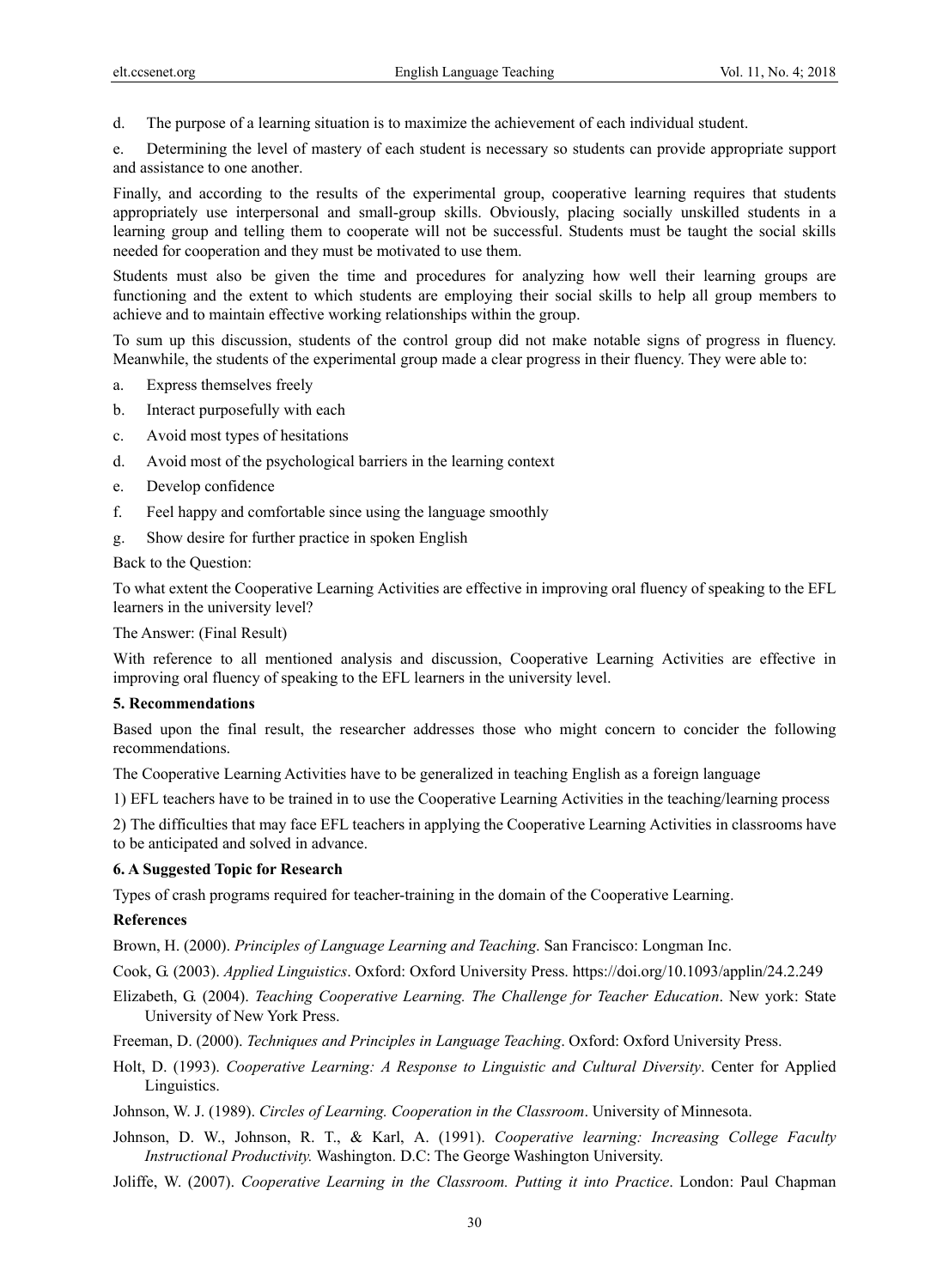d. The purpose of a learning situation is to maximize the achievement of each individual student.

e. Determining the level of mastery of each student is necessary so students can provide appropriate support and assistance to one another.

Finally, and according to the results of the experimental group, cooperative learning requires that students appropriately use interpersonal and small-group skills. Obviously, placing socially unskilled students in a learning group and telling them to cooperate will not be successful. Students must be taught the social skills needed for cooperation and they must be motivated to use them.

Students must also be given the time and procedures for analyzing how well their learning groups are functioning and the extent to which students are employing their social skills to help all group members to achieve and to maintain effective working relationships within the group.

To sum up this discussion, students of the control group did not make notable signs of progress in fluency. Meanwhile, the students of the experimental group made a clear progress in their fluency. They were able to:

a. Express themselves freely

b. Interact purposefully with each

c. Avoid most types of hesitations

d. Avoid most of the psychological barriers in the learning context

e. Develop confidence

f. Feel happy and comfortable since using the language smoothly

g. Show desire for further practice in spoken English

Back to the Question:

To what extent the Cooperative Learning Activities are effective in improving oral fluency of speaking to the EFL learners in the university level?

The Answer: (Final Result)

With reference to all mentioned analysis and discussion, Cooperative Learning Activities are effective in improving oral fluency of speaking to the EFL learners in the university level.

**5. Recommendations**

Based upon the final result, the researcher addresses those who might concern to concider the following recommendations.

The Cooperative Learning Activities have to be generalized in teaching English as a foreign language

1) EFL teachers have to be trained in to use the Cooperative Learning Activities in the teaching/learning process

2) The difficulties that may face EFL teachers in applying the Cooperative Learning Activities in classrooms have to be anticipated and solved in advance.

**6. A Suggested Topic for Research**

Types of crash programs required for teacher-training in the domain of the Cooperative Learning.

**References**

Brown, H. (2000). *Principles of Language Learning and Teaching*. San Francisco: Longman Inc.

Cook, G. (2003). *Applied Linguistics*. Oxford: Oxford University Press. https://doi.org/10.1093/applin/24.2.249

Elizabeth, G. (2004). *Teaching Cooperative Learning. The Challenge for Teacher Education*. New york: State University of New York Press.

Freeman, D. (2000). *Techniques and Principles in Language Teaching*. Oxford: Oxford University Press.

Holt, D. (1993). *Cooperative Learning: A Response to Linguistic and Cultural Diversity*. Center for Applied Linguistics.

Johnson, W. J. (1989). *Circles of Learning. Cooperation in the Classroom*. University of Minnesota.

Johnson, D. W., Johnson, R. T., & Karl, A. (1991). *Cooperative learning: Increasing College Faculty Instructional Productivity.* Washington. D.C: The George Washington University.

Joliffe, W. (2007). *Cooperative Learning in the Classroom. Putting it into Practice*. London: Paul Chapman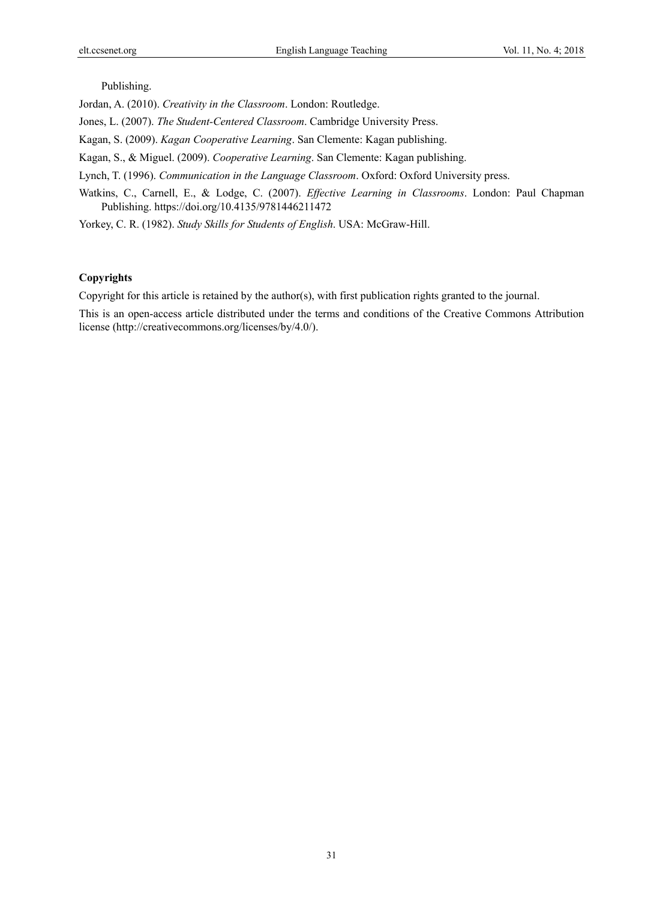Publishing.

Jordan, A. (2010). *Creativity in the Classroom*. London: Routledge.

Jones, L. (2007). *The Student-Centered Classroom*. Cambridge University Press.

Kagan, S. (2009). *Kagan Cooperative Learning*. San Clemente: Kagan publishing.

Kagan, S., & Miguel. (2009). *Cooperative Learning*. San Clemente: Kagan publishing.

Lynch, T. (1996). *Communication in the Language Classroom*. Oxford: Oxford University press.

Watkins, C., Carnell, E., & Lodge, C. (2007). *Effective Learning in Classrooms*. London: Paul Chapman Publishing. https://doi.org/10.4135/9781446211472

Yorkey, C. R. (1982). *Study Skills for Students of English*. USA: McGraw-Hill.

**Copyrights**

Copyright for this article is retained by the author(s), with first publication rights granted to the journal.

This is an open-access article distributed under the terms and conditions of the Creative Commons Attribution license (http://creativecommons.org/licenses/by/4.0/).